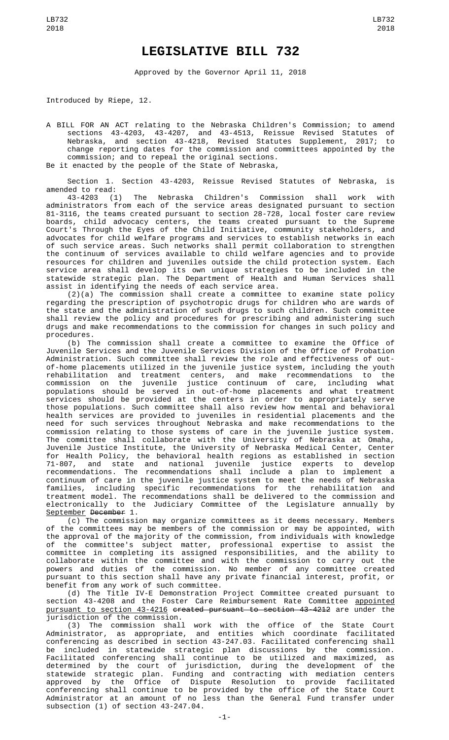# LEGISLATIVE BILL 732

Approved by the Governor April 11, 2018

Introduced by Riepe, 12.

A BILL FOR AN ACT relating to the Nebraska Children's Commission; to amend sections 43-4203, 43-4207, and 43-4513, Reissue Revised Statutes of Nebraska, and section 43-4218, Revised Statutes Supplement, 2017; to change reporting dates for the commission and committees appointed by the commission; and to repeal the original sections.

Be it enacted by the people of the State of Nebraska,

Section 1. Section 43-4203, Reissue Revised Statutes of Nebraska, is amended to read:

43-4203 (1) The Nebraska Children's Commission shall work with administrators from each of the service areas designated pursuant to section 81-3116, the teams created pursuant to section 28-728, local foster care review boards, child advocacy centers, the teams created pursuant to the Supreme Court's Through the Eyes of the Child Initiative, community stakeholders, and advocates for child welfare programs and services to establish networks in each of such service areas. Such networks shall permit collaboration to strengthen the continuum of services available to child welfare agencies and to provide resources for children and juveniles outside the child protection system. Each service area shall develop its own unique strategies to be included in the statewide strategic plan. The Department of Health and Human Services shall assist in identifying the needs of each service area.

(2)(a) The commission shall create a committee to examine state policy regarding the prescription of psychotropic drugs for children who are wards of the state and the administration of such drugs to such children. Such committee shall review the policy and procedures for prescribing and administering such drugs and make recommendations to the commission for changes in such policy and procedures.

(b) The commission shall create a committee to examine the Office of Juvenile Services and the Juvenile Services Division of the Office of Probation Administration. Such committee shall review the role and effectiveness of out-of-home placements utilized in the juvenile justice system, including the youth rehabilitation and treatment centers, and make recommendations to the commission on the juvenile justice continuum of care, including what populations should be served in out-of-home placements and what treatment services should be provided at the centers in order to appropriately serve those populations. Such committee shall also review how mental and behavioral health services are provided to juveniles in residential placements and the need for such services throughout Nebraska and make recommendations to the commission relating to those systems of care in the juvenile justice system. The committee shall collaborate with the University of Nebraska at Omaha, Juvenile Justice Institute, the University of Nebraska Medical Center, Center for Health Policy, the behavioral health regions as established in section 71-807, and state and national juvenile justice experts to develop recommendations. The recommendations shall include a plan to implement a continuum of care in the juvenile justice system to meet the needs of Nebraska families, including specific recommendations for the rehabilitation and treatment model. The recommendations shall be delivered to the commission and electronically to the Judiciary Committee of the Legislature annually by September ~~December~~ 1.

(c) The commission may organize committees as it deems necessary. Members of the committees may be members of the commission or may be appointed, with the approval of the majority of the commission, from individuals with knowledge of the committee's subject matter, professional expertise to assist the committee in completing its assigned responsibilities, and the ability to collaborate within the committee and with the commission to carry out the powers and duties of the commission. No member of any committee created pursuant to this section shall have any private financial interest, profit, or benefit from any work of such committee.

(d) The Title IV-E Demonstration Project Committee created pursuant to section 43-4208 and the Foster Care Reimbursement Rate Committee appointed pursuant to section 43-4216 ~~created pursuant to section 43-4212~~ are under the jurisdiction of the commission.

(3) The commission shall work with the office of the State Court Administrator, as appropriate, and entities which coordinate facilitated conferencing as described in section 43-247.03. Facilitated conferencing shall be included in statewide strategic plan discussions by the commission. Facilitated conferencing shall continue to be utilized and maximized, as determined by the court of jurisdiction, during the development of the statewide strategic plan. Funding and contracting with mediation centers approved by the Office of Dispute Resolution to provide facilitated conferencing shall continue to be provided by the office of the State Court Administrator at an amount of no less than the General Fund transfer under subsection (1) of section 43-247.04.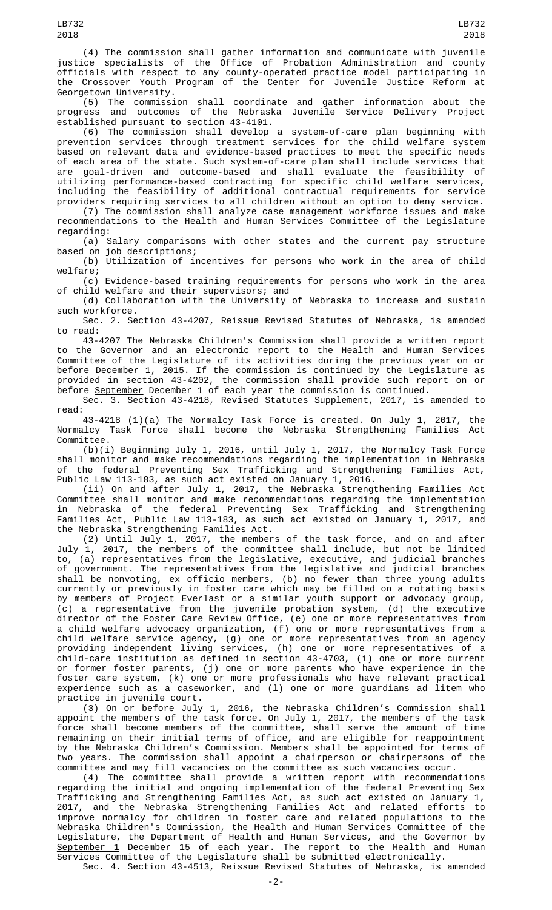(4) The commission shall gather information and communicate with juvenile justice specialists of the Office of Probation Administration and county officials with respect to any county-operated practice model participating in the Crossover Youth Program of the Center for Juvenile Justice Reform at Georgetown University.

(5) The commission shall coordinate and gather information about the progress and outcomes of the Nebraska Juvenile Service Delivery Project established pursuant to section 43-4101.

(6) The commission shall develop a system-of-care plan beginning with prevention services through treatment services for the child welfare system based on relevant data and evidence-based practices to meet the specific needs of each area of the state. Such system-of-care plan shall include services that are goal-driven and outcome-based and shall evaluate the feasibility of utilizing performance-based contracting for specific child welfare services, including the feasibility of additional contractual requirements for service providers requiring services to all children without an option to deny service.

(7) The commission shall analyze case management workforce issues and make recommendations to the Health and Human Services Committee of the Legislature regarding:

(a) Salary comparisons with other states and the current pay structure based on job descriptions;

(b) Utilization of incentives for persons who work in the area of child welfare;

(c) Evidence-based training requirements for persons who work in the area of child welfare and their supervisors; and

(d) Collaboration with the University of Nebraska to increase and sustain such workforce.

Sec. 2. Section 43-4207, Reissue Revised Statutes of Nebraska, is amended to read:

43-4207 The Nebraska Children's Commission shall provide a written report to the Governor and an electronic report to the Health and Human Services Committee of the Legislature of its activities during the previous year on or before December 1, 2015. If the commission is continued by the Legislature as provided in section 43-4202, the commission shall provide such report on or before September ~~December~~ 1 of each year the commission is continued.

Sec. 3. Section 43-4218, Revised Statutes Supplement, 2017, is amended to read:

43-4218 (1)(a) The Normalcy Task Force is created. On July 1, 2017, the Normalcy Task Force shall become the Nebraska Strengthening Families Act Committee.

(b)(i) Beginning July 1, 2016, until July 1, 2017, the Normalcy Task Force shall monitor and make recommendations regarding the implementation in Nebraska of the federal Preventing Sex Trafficking and Strengthening Families Act, Public Law 113-183, as such act existed on January 1, 2016.

(ii) On and after July 1, 2017, the Nebraska Strengthening Families Act Committee shall monitor and make recommendations regarding the implementation in Nebraska of the federal Preventing Sex Trafficking and Strengthening Families Act, Public Law 113-183, as such act existed on January 1, 2017, and the Nebraska Strengthening Families Act.

(2) Until July 1, 2017, the members of the task force, and on and after July 1, 2017, the members of the committee shall include, but not be limited to, (a) representatives from the legislative, executive, and judicial branches of government. The representatives from the legislative and judicial branches shall be nonvoting, ex officio members, (b) no fewer than three young adults currently or previously in foster care which may be filled on a rotating basis by members of Project Everlast or a similar youth support or advocacy group, (c) a representative from the juvenile probation system, (d) the executive director of the Foster Care Review Office, (e) one or more representatives from a child welfare advocacy organization, (f) one or more representatives from a child welfare service agency, (g) one or more representatives from an agency providing independent living services, (h) one or more representatives of a child-care institution as defined in section 43-4703, (i) one or more current or former foster parents, (j) one or more parents who have experience in the foster care system, (k) one or more professionals who have relevant practical experience such as a caseworker, and (l) one or more guardians ad litem who practice in juvenile court.

(3) On or before July 1, 2016, the Nebraska Children's Commission shall appoint the members of the task force. On July 1, 2017, the members of the task force shall become members of the committee, shall serve the amount of time remaining on their initial terms of office, and are eligible for reappointment by the Nebraska Children's Commission. Members shall be appointed for terms of two years. The commission shall appoint a chairperson or chairpersons of the committee and may fill vacancies on the committee as such vacancies occur.

(4) The committee shall provide a written report with recommendations regarding the initial and ongoing implementation of the federal Preventing Sex Trafficking and Strengthening Families Act, as such act existed on January 1, 2017, and the Nebraska Strengthening Families Act and related efforts to improve normalcy for children in foster care and related populations to the Nebraska Children's Commission, the Health and Human Services Committee of the Legislature, the Department of Health and Human Services, and the Governor by September 1 ~~December 15~~ of each year. The report to the Health and Human Services Committee of the Legislature shall be submitted electronically.

Sec. 4. Section 43-4513, Reissue Revised Statutes of Nebraska, is amended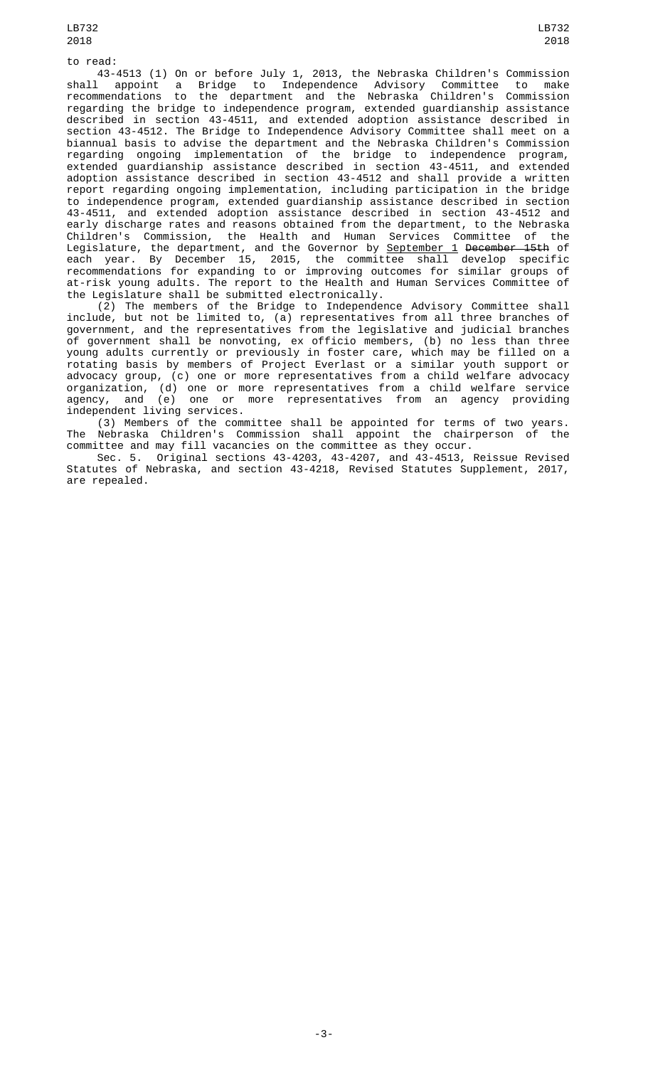to read:

43-4513 (1) On or before July 1, 2013, the Nebraska Children's Commission shall appoint a Bridge to Independence Advisory Committee to make recommendations to the department and the Nebraska Children's Commission regarding the bridge to independence program, extended guardianship assistance described in section 43-4511, and extended adoption assistance described in section 43-4512. The Bridge to Independence Advisory Committee shall meet on a biannual basis to advise the department and the Nebraska Children's Commission regarding ongoing implementation of the bridge to independence program, extended guardianship assistance described in section 43-4511, and extended adoption assistance described in section 43-4512 and shall provide a written report regarding ongoing implementation, including participation in the bridge to independence program, extended guardianship assistance described in section 43-4511, and extended adoption assistance described in section 43-4512 and early discharge rates and reasons obtained from the department, to the Nebraska Children's Commission, the Health and Human Services Committee of the Legislature, the department, and the Governor by September 1 ~~December 15th~~ of each year. By December 15, 2015, the committee shall develop specific recommendations for expanding to or improving outcomes for similar groups of at-risk young adults. The report to the Health and Human Services Committee of the Legislature shall be submitted electronically.

(2) The members of the Bridge to Independence Advisory Committee shall include, but not be limited to, (a) representatives from all three branches of government, and the representatives from the legislative and judicial branches of government shall be nonvoting, ex officio members, (b) no less than three young adults currently or previously in foster care, which may be filled on a rotating basis by members of Project Everlast or a similar youth support or advocacy group, (c) one or more representatives from a child welfare advocacy organization, (d) one or more representatives from a child welfare service agency, and (e) one or more representatives from an agency providing independent living services.

(3) Members of the committee shall be appointed for terms of two years. The Nebraska Children's Commission shall appoint the chairperson of the committee and may fill vacancies on the committee as they occur.

Sec. 5. Original sections 43-4203, 43-4207, and 43-4513, Reissue Revised Statutes of Nebraska, and section 43-4218, Revised Statutes Supplement, 2017, are repealed.